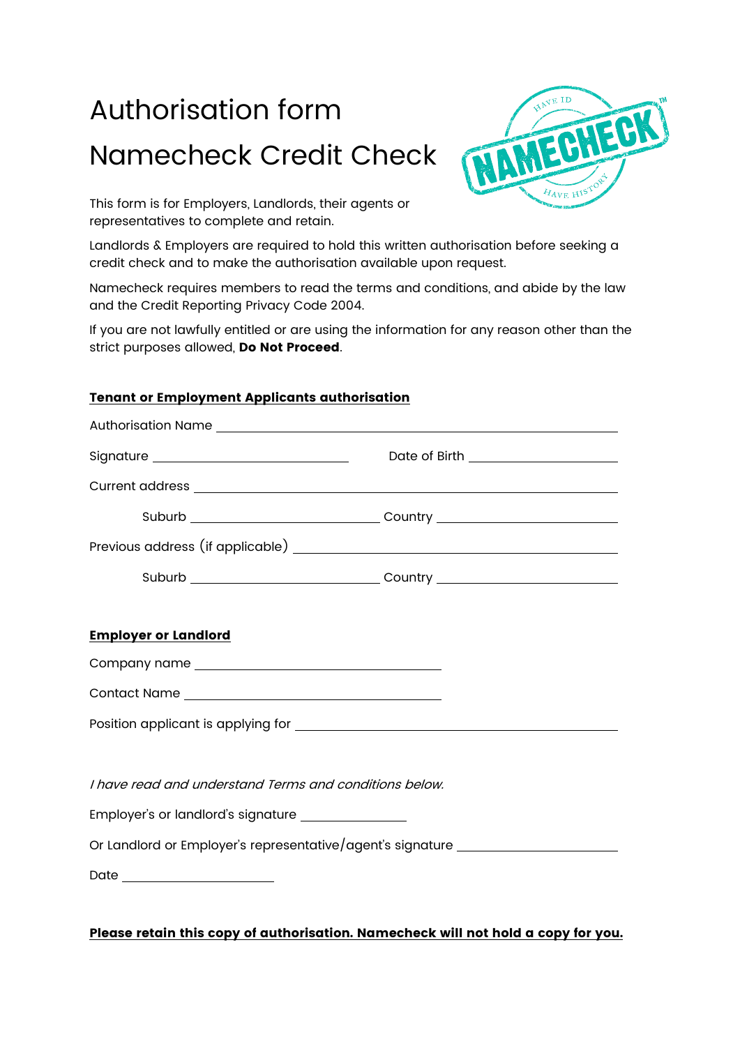# Authorisation form

# Namecheck Credit Check

This form is for Employers, Landlords, their agents or representatives to complete and retain.

Landlords & Employers are required to hold this written authorisation before seeking a credit check and to make the authorisation available upon request.

Namecheck requires members to read the terms and conditions, and abide by the law and the Credit Reporting Privacy Code 2004.

If you are not lawfully entitled or are using the information for any reason other than the strict purposes allowed, **Do Not Proceed**.

**Tenant or Employment Applicants authorisation**

Authorisation Name ______________________________________________

Signature ______________________ Date of Birth ________________

Current address _________________________________________________

Suburb ______________________ Country ______________________

Previous address (if applicable) ___________________________________

Suburb ______________________ Country ______________________

**Employer or Landlord**

Company name ___________________________

Contact Name ___________________________

Position applicant is applying for ___________________________________

*I have read and understand Terms and conditions below.*

Employer's or landlord's signature ____________

Or Landlord or Employer's representative/agent's signature __________________

Date _________________

**Please retain this copy of authorisation. Namecheck will not hold a copy for you.**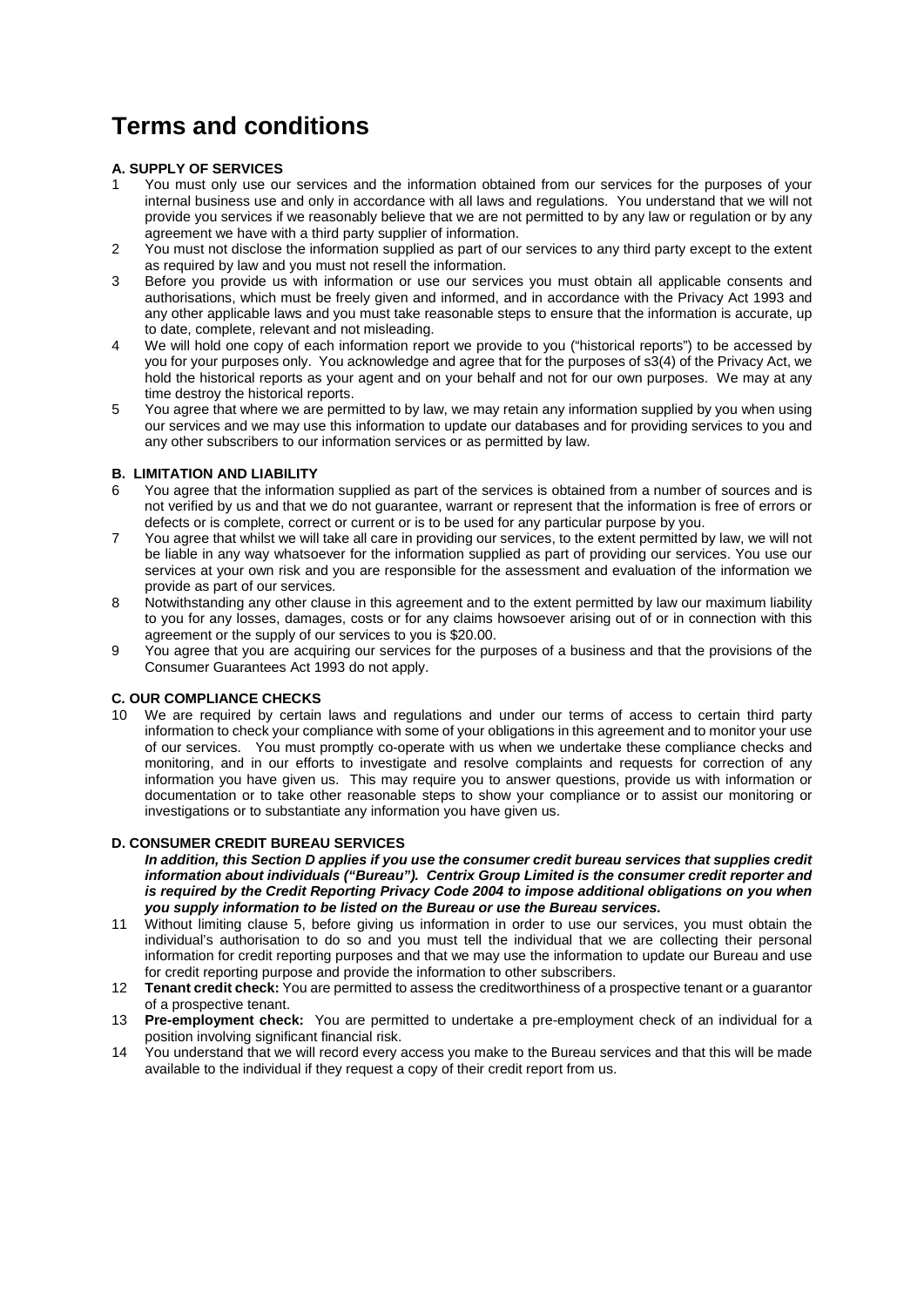# Terms and conditions

#### A. SUPPLY OF SERVICES

1 You must only use our services and the information obtained from our services for the purposes of your internal business use and only in accordance with all laws and regulations. You understand that we will not provide you services if we reasonably believe that we are not permitted to by any law or regulation or by any agreement we have with a third party supplier of information.

2 You must not disclose the information supplied as part of our services to any third party except to the extent as required by law and you must not resell the information.

3 Before you provide us with information or use our services you must obtain all applicable consents and authorisations, which must be freely given and informed, and in accordance with the Privacy Act 1993 and any other applicable laws and you must take reasonable steps to ensure that the information is accurate, up to date, complete, relevant and not misleading.

4 We will hold one copy of each information report we provide to you ("historical reports") to be accessed by you for your purposes only. You acknowledge and agree that for the purposes of s3(4) of the Privacy Act, we hold the historical reports as your agent and on your behalf and not for our own purposes. We may at any time destroy the historical reports.

5 You agree that where we are permitted to by law, we may retain any information supplied by you when using our services and we may use this information to update our databases and for providing services to you and any other subscribers to our information services or as permitted by law.

#### B. LIMITATION AND LIABILITY

6 You agree that the information supplied as part of the services is obtained from a number of sources and is not verified by us and that we do not guarantee, warrant or represent that the information is free of errors or defects or is complete, correct or current or is to be used for any particular purpose by you.

7 You agree that whilst we will take all care in providing our services, to the extent permitted by law, we will not be liable in any way whatsoever for the information supplied as part of providing our services. You use our services at your own risk and you are responsible for the assessment and evaluation of the information we provide as part of our services.

8 Notwithstanding any other clause in this agreement and to the extent permitted by law our maximum liability to you for any losses, damages, costs or for any claims howsoever arising out of or in connection with this agreement or the supply of our services to you is $20.00.

9 You agree that you are acquiring our services for the purposes of a business and that the provisions of the Consumer Guarantees Act 1993 do not apply.

#### C. OUR COMPLIANCE CHECKS

10 We are required by certain laws and regulations and under our terms of access to certain third party information to check your compliance with some of your obligations in this agreement and to monitor your use of our services. You must promptly co-operate with us when we undertake these compliance checks and monitoring, and in our efforts to investigate and resolve complaints and requests for correction of any information you have given us. This may require you to answer questions, provide us with information or documentation or to take other reasonable steps to show your compliance or to assist our monitoring or investigations or to substantiate any information you have given us.

#### D. CONSUMER CREDIT BUREAU SERVICES

***In addition, this Section D applies if you use the consumer credit bureau services that supplies credit information about individuals ("Bureau"). Centrix Group Limited is the consumer credit reporter and is required by the Credit Reporting Privacy Code 2004 to impose additional obligations on you when you supply information to be listed on the Bureau or use the Bureau services.***

11 Without limiting clause 5, before giving us information in order to use our services, you must obtain the individual's authorisation to do so and you must tell the individual that we are collecting their personal information for credit reporting purposes and that we may use the information to update our Bureau and use for credit reporting purpose and provide the information to other subscribers.

12 **Tenant credit check:** You are permitted to assess the creditworthiness of a prospective tenant or a guarantor of a prospective tenant.

13 **Pre-employment check:** You are permitted to undertake a pre-employment check of an individual for a position involving significant financial risk.

14 You understand that we will record every access you make to the Bureau services and that this will be made available to the individual if they request a copy of their credit report from us.